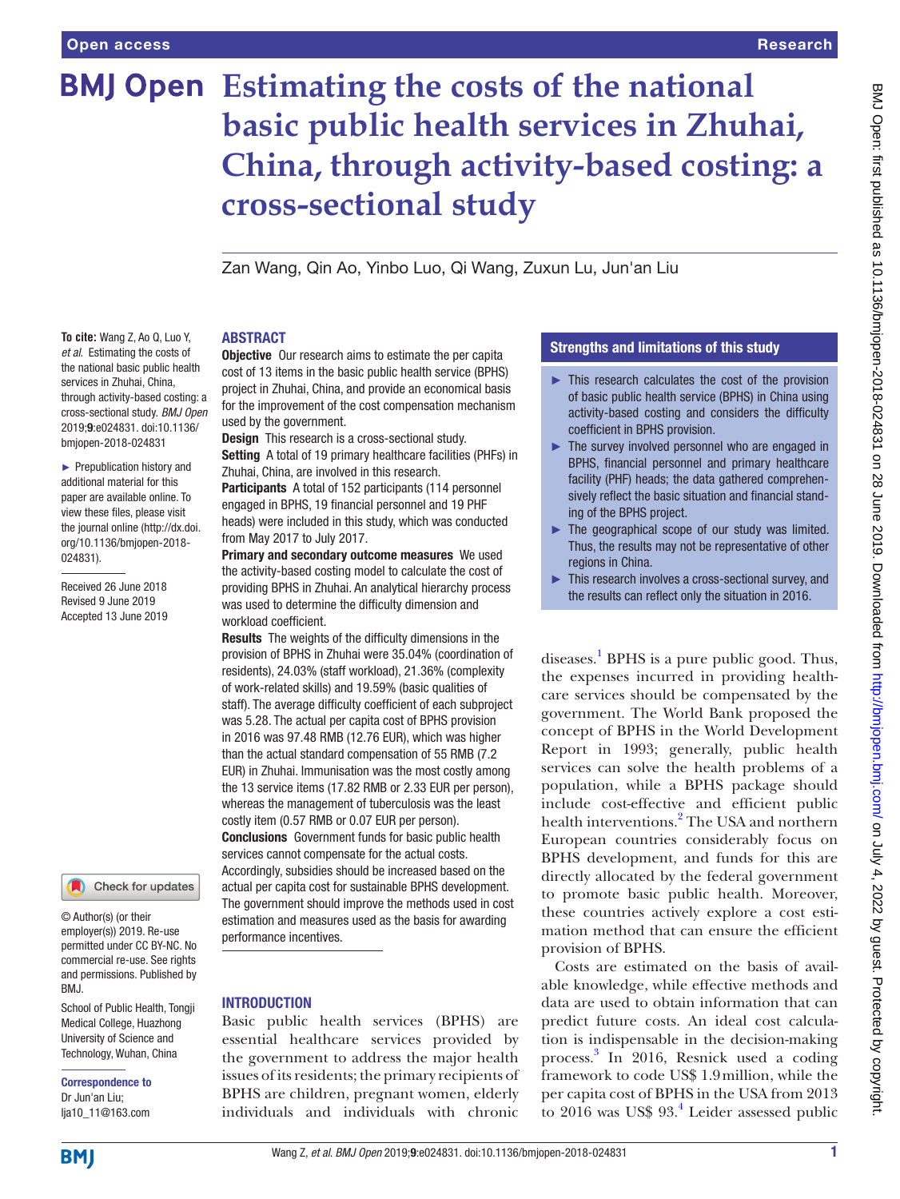# Estimating the costs of the national basic public health services in Zhuhai, China, through activity-based costing: a cross-sectional study

Zan Wang, Qin Ao, Yinbo Luo, Qi Wang, Zuxun Lu, Jun'an Liu

**To cite:** Wang Z, Ao Q, Luo Y, *et al*. Estimating the costs of the national basic public health services in Zhuhai, China, through activity-based costing: a cross-sectional study. *BMJ Open* 2019;**9**:e024831. doi:10.1136/bmjopen-2018-024831

► Prepublication history and additional material for this paper are available online. To view these files, please visit the journal online (http://dx.doi.org/10.1136/bmjopen-2018-024831).

Received 26 June 2018
Revised 9 June 2019
Accepted 13 June 2019

© Author(s) (or their employer(s)) 2019. Re-use permitted under CC BY-NC. No commercial re-use. See rights and permissions. Published by BMJ.

School of Public Health, Tongji Medical College, Huazhong University of Science and Technology, Wuhan, China

**Correspondence to**
Dr Jun'an Liu;
lja10_11@163.com

## ABSTRACT

**Objective** Our research aims to estimate the per capita cost of 13 items in the basic public health service (BPHS) project in Zhuhai, China, and provide an economical basis for the improvement of the cost compensation mechanism used by the government.

**Design** This research is a cross-sectional study.

**Setting** A total of 19 primary healthcare facilities (PHFs) in Zhuhai, China, are involved in this research.

**Participants** A total of 152 participants (114 personnel engaged in BPHS, 19 financial personnel and 19 PHF heads) were included in this study, which was conducted from May 2017 to July 2017.

**Primary and secondary outcome measures** We used the activity-based costing model to calculate the cost of providing BPHS in Zhuhai. An analytical hierarchy process was used to determine the difficulty dimension and workload coefficient.

**Results** The weights of the difficulty dimensions in the provision of BPHS in Zhuhai were 35.04% (coordination of residents), 24.03% (staff workload), 21.36% (complexity of work-related skills) and 19.59% (basic qualities of staff). The average difficulty coefficient of each subproject was 5.28. The actual per capita cost of BPHS provision in 2016 was 97.48 RMB (12.76 EUR), which was higher than the actual standard compensation of 55 RMB (7.2 EUR) in Zhuhai. Immunisation was the most costly among the 13 service items (17.82 RMB or 2.33 EUR per person), whereas the management of tuberculosis was the least costly item (0.57 RMB or 0.07 EUR per person).

**Conclusions** Government funds for basic public health services cannot compensate for the actual costs. Accordingly, subsidies should be increased based on the actual per capita cost for sustainable BPHS development. The government should improve the methods used in cost estimation and measures used as the basis for awarding performance incentives.

## Strengths and limitations of this study

- This research calculates the cost of the provision of basic public health service (BPHS) in China using activity-based costing and considers the difficulty coefficient in BPHS provision.
- The survey involved personnel who are engaged in BPHS, financial personnel and primary healthcare facility (PHF) heads; the data gathered comprehensively reflect the basic situation and financial standing of the BPHS project.
- The geographical scope of our study was limited. Thus, the results may not be representative of other regions in China.
- This research involves a cross-sectional survey, and the results can reflect only the situation in 2016.

## INTRODUCTION

Basic public health services (BPHS) are essential healthcare services provided by the government to address the major health issues of its residents; the primary recipients of BPHS are children, pregnant women, elderly individuals and individuals with chronic diseases.[1] BPHS is a pure public good. Thus, the expenses incurred in providing healthcare services should be compensated by the government. The World Bank proposed the concept of BPHS in the World Development Report in 1993; generally, public health services can solve the health problems of a population, while a BPHS package should include cost-effective and efficient public health interventions.[2] The USA and northern European countries considerably focus on BPHS development, and funds for this are directly allocated by the federal government to promote basic public health. Moreover, these countries actively explore a cost estimation method that can ensure the efficient provision of BPHS.

Costs are estimated on the basis of available knowledge, while effective methods and data are used to obtain information that can predict future costs. An ideal cost calculation is indispensable in the decision-making process.[3] In 2016, Resnick used a coding framework to code US$ 1.9 million, while the per capita cost of BPHS in the USA from 2013 to 2016 was US$ 93.[4] Leider assessed public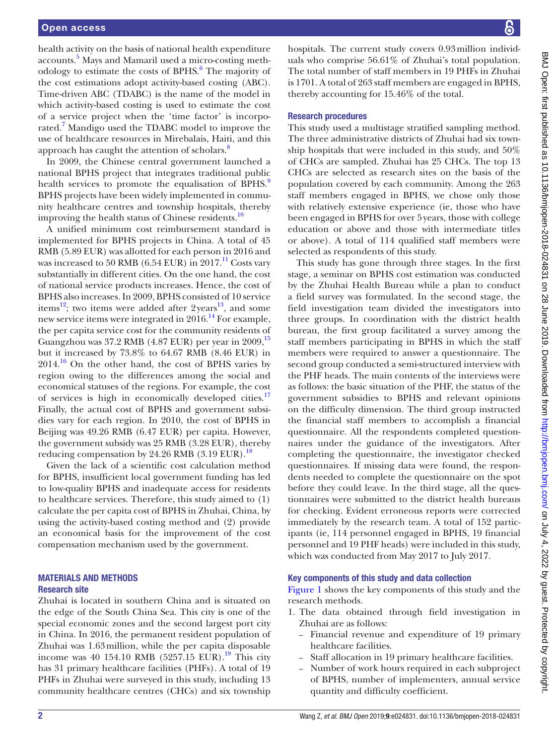health activity on the basis of national health expenditure accounts.[5] Mays and Mamaril used a micro-costing methodology to estimate the costs of BPHS.[6] The majority of the cost estimations adopt activity-based costing (ABC). Time-driven ABC (TDABC) is the name of the model in which activity-based costing is used to estimate the cost of a service project when the 'time factor' is incorporated.[7] Mandigo used the TDABC model to improve the use of healthcare resources in Mirebalais, Haiti, and this approach has caught the attention of scholars.[8]

In 2009, the Chinese central government launched a national BPHS project that integrates traditional public health services to promote the equalisation of BPHS.[9] BPHS projects have been widely implemented in community healthcare centres and township hospitals, thereby improving the health status of Chinese residents.[10]

A unified minimum cost reimbursement standard is implemented for BPHS projects in China. A total of 45 RMB (5.89 EUR) was allotted for each person in 2016 and was increased to 50 RMB (6.54 EUR) in 2017.[11] Costs vary substantially in different cities. On the one hand, the cost of national service products increases. Hence, the cost of BPHS also increases. In 2009, BPHS consisted of 10 service items[12]; two items were added after 2 years[13], and some new service items were integrated in 2016.[14] For example, the per capita service cost for the community residents of Guangzhou was 37.2 RMB (4.87 EUR) per year in 2009,[15] but it increased by 73.8% to 64.67 RMB (8.46 EUR) in 2014.[16] On the other hand, the cost of BPHS varies by region owing to the differences among the social and economical statuses of the regions. For example, the cost of services is high in economically developed cities.[17] Finally, the actual cost of BPHS and government subsidies vary for each region. In 2010, the cost of BPHS in Beijing was 49.26 RMB (6.47 EUR) per capita. However, the government subsidy was 25 RMB (3.28 EUR), thereby reducing compensation by 24.26 RMB (3.19 EUR).[18]

Given the lack of a scientific cost calculation method for BPHS, insufficient local government funding has led to low-quality BPHS and inadequate access for residents to healthcare services. Therefore, this study aimed to (1) calculate the per capita cost of BPHS in Zhuhai, China, by using the activity-based costing method and (2) provide an economical basis for the improvement of the cost compensation mechanism used by the government.

## MATERIALS AND METHODS

### Research site

Zhuhai is located in southern China and is situated on the edge of the South China Sea. This city is one of the special economic zones and the second largest port city in China. In 2016, the permanent resident population of Zhuhai was 1.63 million, while the per capita disposable income was 40 154.10 RMB (5257.15 EUR).[19] This city has 31 primary healthcare facilities (PHFs). A total of 19 PHFs in Zhuhai were surveyed in this study, including 13 community healthcare centres (CHCs) and six township hospitals. The current study covers 0.93 million individuals who comprise 56.61% of Zhuhai's total population. The total number of staff members in 19 PHFs in Zhuhai is 1701. A total of 263 staff members are engaged in BPHS, thereby accounting for 15.46% of the total.

### Research procedures

This study used a multistage stratified sampling method. The three administrative districts of Zhuhai had six township hospitals that were included in this study, and 50% of CHCs are sampled. Zhuhai has 25 CHCs. The top 13 CHCs are selected as research sites on the basis of the population covered by each community. Among the 263 staff members engaged in BPHS, we chose only those with relatively extensive experience (ie, those who have been engaged in BPHS for over 5 years, those with college education or above and those with intermediate titles or above). A total of 114 qualified staff members were selected as respondents of this study.

This study has gone through three stages. In the first stage, a seminar on BPHS cost estimation was conducted by the Zhuhai Health Bureau while a plan to conduct a field survey was formulated. In the second stage, the field investigation team divided the investigators into three groups. In coordination with the district health bureau, the first group facilitated a survey among the staff members participating in BPHS in which the staff members were required to answer a questionnaire. The second group conducted a semi-structured interview with the PHF heads. The main contents of the interviews were as follows: the basic situation of the PHF, the status of the government subsidies to BPHS and relevant opinions on the difficulty dimension. The third group instructed the financial staff members to accomplish a financial questionnaire. All the respondents completed questionnaires under the guidance of the investigators. After completing the questionnaire, the investigator checked questionnaires. If missing data were found, the respondents needed to complete the questionnaire on the spot before they could leave. In the third stage, all the questionnaires were submitted to the district health bureaus for checking. Evident erroneous reports were corrected immediately by the research team. A total of 152 participants (ie, 114 personnel engaged in BPHS, 19 financial personnel and 19 PHF heads) were included in this study, which was conducted from May 2017 to July 2017.

### Key components of this study and data collection

Figure 1 shows the key components of this study and the research methods.

1. The data obtained through field investigation in Zhuhai are as follows:
   - Financial revenue and expenditure of 19 primary healthcare facilities.
   - Staff allocation in 19 primary healthcare facilities.
   - Number of work hours required in each subproject of BPHS, number of implementers, annual service quantity and difficulty coefficient.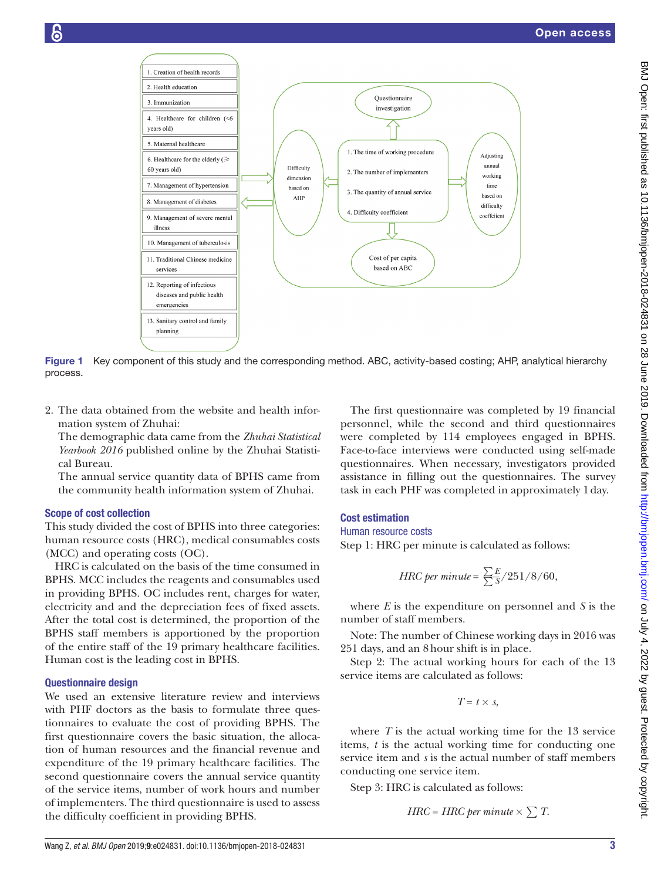1. Creation of health records
2. Health education
3. Immunization
4. Healthcare for children (<6 years old)
5. Maternal healthcare
6. Healthcare for the elderly (⩾ 60 years old)
7. Management of hypertension
8. Management of diabetes
9. Management of severe mental illness
10. Management of tuberculosis
11. Traditional Chinese medicine services
12. Reporting of infectious diseases and public health emergencies
13. Sanitary control and family planning

Questionnaire investigation

Difficulty dimension based on AHP

1. The time of working procedure
2. The number of implementers
3. The quantity of annual service
4. Difficulty coefficient

Adjusting annual working time based on difficulty coeffciient

Cost of per capita based on ABC

Figure 1 Key component of this study and the corresponding method. ABC, activity-based costing; AHP, analytical hierarchy process.

2. The data obtained from the website and health information system of Zhuhai:
   The demographic data came from the *Zhuhai Statistical Yearbook 2016* published online by the Zhuhai Statistical Bureau.
   The annual service quantity data of BPHS came from the community health information system of Zhuhai.

### Scope of cost collection

This study divided the cost of BPHS into three categories: human resource costs (HRC), medical consumables costs (MCC) and operating costs (OC).

HRC is calculated on the basis of the time consumed in BPHS. MCC includes the reagents and consumables used in providing BPHS. OC includes rent, charges for water, electricity and and the depreciation fees of fixed assets. After the total cost is determined, the proportion of the BPHS staff members is apportioned by the proportion of the entire staff of the 19 primary healthcare facilities. Human cost is the leading cost in BPHS.

### Questionnaire design

We used an extensive literature review and interviews with PHF doctors as the basis to formulate three questionnaires to evaluate the cost of providing BPHS. The first questionnaire covers the basic situation, the allocation of human resources and the financial revenue and expenditure of the 19 primary healthcare facilities. The second questionnaire covers the annual service quantity of the service items, number of work hours and number of implementers. The third questionnaire is used to assess the difficulty coefficient in providing BPHS.

The first questionnaire was completed by 19 financial personnel, while the second and third questionnaires were completed by 114 employees engaged in BPHS. Face-to-face interviews were conducted using self-made questionnaires. When necessary, investigators provided assistance in filling out the questionnaires. The survey task in each PHF was completed in approximately 1 day.

### Cost estimation

#### Human resource costs

Step 1: HRC per minute is calculated as follows:

$$HRC\ per\ minute = \frac{\sum E}{\sum S}/251/8/60,$$

where $E$ is the expenditure on personnel and $S$ is the number of staff members.

Note: The number of Chinese working days in 2016 was 251 days, and an 8 hour shift is in place.

Step 2: The actual working hours for each of the 13 service items are calculated as follows:

$$T = t \times s,$$

where $T$ is the actual working time for the 13 service items, $t$ is the actual working time for conducting one service item and $s$ is the actual number of staff members conducting one service item.

Step 3: HRC is calculated as follows:

$$HRC = HRC\ per\ minute \times \sum T.$$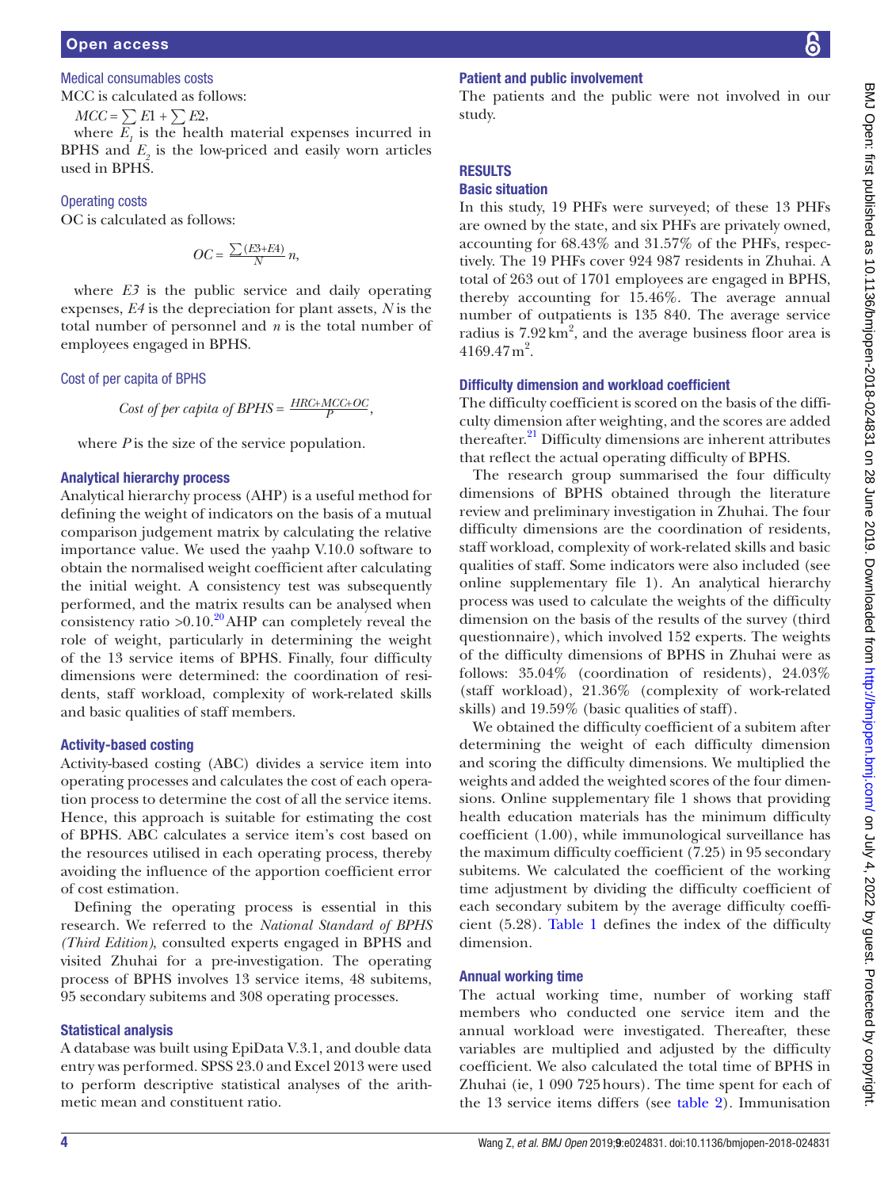### Medical consumables costs

MCC is calculated as follows:

$$MCC = \sum E1 + \sum E2,$$

where $E_1$ is the health material expenses incurred in BPHS and $E_2$ is the low-priced and easily worn articles used in BPHS.

### Operating costs

OC is calculated as follows:

$$OC = \frac{\sum(E3+E4)}{N}n,$$

where $E3$ is the public service and daily operating expenses, $E4$ is the depreciation for plant assets, $N$ is the total number of personnel and $n$ is the total number of employees engaged in BPHS.

### Cost of per capita of BPHS

$$Cost\ of\ per\ capita\ of\ BPHS = \frac{HRC+MCC+OC}{P},$$

where $P$ is the size of the service population.

## Analytical hierarchy process

Analytical hierarchy process (AHP) is a useful method for defining the weight of indicators on the basis of a mutual comparison judgement matrix by calculating the relative importance value. We used the yaahp V.10.0 software to obtain the normalised weight coefficient after calculating the initial weight. A consistency test was subsequently performed, and the matrix results can be analysed when consistency ratio >0.10.[20] AHP can completely reveal the role of weight, particularly in determining the weight of the 13 service items of BPHS. Finally, four difficulty dimensions were determined: the coordination of residents, staff workload, complexity of work-related skills and basic qualities of staff members.

## Activity-based costing

Activity-based costing (ABC) divides a service item into operating processes and calculates the cost of each operation process to determine the cost of all the service items. Hence, this approach is suitable for estimating the cost of BPHS. ABC calculates a service item's cost based on the resources utilised in each operating process, thereby avoiding the influence of the apportion coefficient error of cost estimation.

Defining the operating process is essential in this research. We referred to the *National Standard of BPHS (Third Edition)*, consulted experts engaged in BPHS and visited Zhuhai for a pre-investigation. The operating process of BPHS involves 13 service items, 48 subitems, 95 secondary subitems and 308 operating processes.

## Statistical analysis

A database was built using EpiData V.3.1, and double data entry was performed. SPSS 23.0 and Excel 2013 were used to perform descriptive statistical analyses of the arithmetic mean and constituent ratio.

## Patient and public involvement

The patients and the public were not involved in our study.

# RESULTS

## Basic situation

In this study, 19 PHFs were surveyed; of these 13 PHFs are owned by the state, and six PHFs are privately owned, accounting for 68.43% and 31.57% of the PHFs, respectively. The 19 PHFs cover 924 987 residents in Zhuhai. A total of 263 out of 1701 employees are engaged in BPHS, thereby accounting for 15.46%. The average annual number of outpatients is 135 840. The average service radius is 7.92 km$^2$, and the average business floor area is 4169.47 m$^2$.

## Difficulty dimension and workload coefficient

The difficulty coefficient is scored on the basis of the difficulty dimension after weighting, and the scores are added thereafter.[21] Difficulty dimensions are inherent attributes that reflect the actual operating difficulty of BPHS.

The research group summarised the four difficulty dimensions of BPHS obtained through the literature review and preliminary investigation in Zhuhai. The four difficulty dimensions are the coordination of residents, staff workload, complexity of work-related skills and basic qualities of staff. Some indicators were also included (see online supplementary file 1). An analytical hierarchy process was used to calculate the weights of the difficulty dimension on the basis of the results of the survey (third questionnaire), which involved 152 experts. The weights of the difficulty dimensions of BPHS in Zhuhai were as follows: 35.04% (coordination of residents), 24.03% (staff workload), 21.36% (complexity of work-related skills) and 19.59% (basic qualities of staff).

We obtained the difficulty coefficient of a subitem after determining the weight of each difficulty dimension and scoring the difficulty dimensions. We multiplied the weights and added the weighted scores of the four dimensions. Online supplementary file 1 shows that providing health education materials has the minimum difficulty coefficient (1.00), while immunological surveillance has the maximum difficulty coefficient (7.25) in 95 secondary subitems. We calculated the coefficient of the working time adjustment by dividing the difficulty coefficient of each secondary subitem by the average difficulty coefficient (5.28). Table 1 defines the index of the difficulty dimension.

## Annual working time

The actual working time, number of working staff members who conducted one service item and the annual workload were investigated. Thereafter, these variables are multiplied and adjusted by the difficulty coefficient. We also calculated the total time of BPHS in Zhuhai (ie, 1 090 725 hours). The time spent for each of the 13 service items differs (see table 2). Immunisation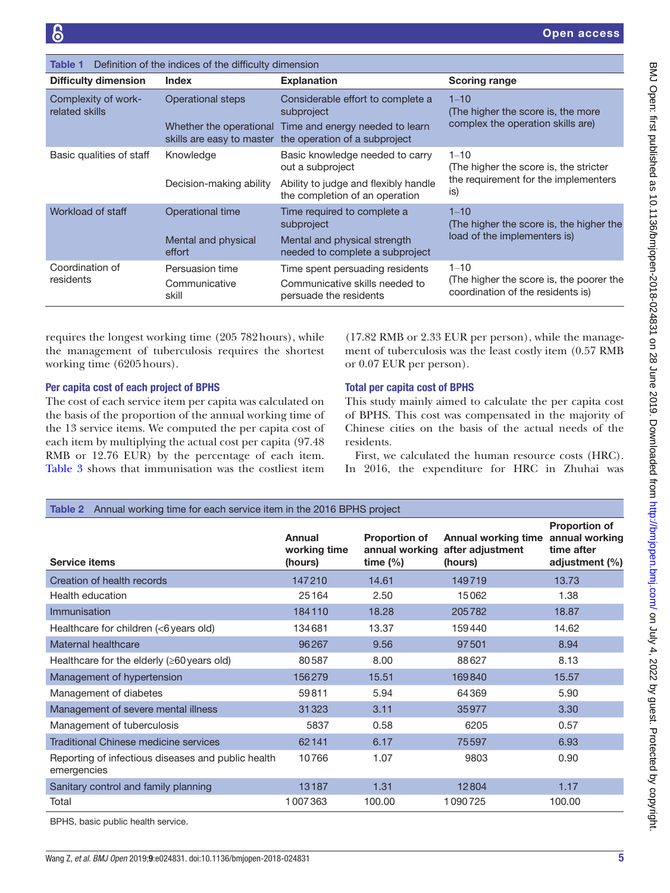Table 1 Definition of the indices of the difficulty dimension

| Difficulty dimension | Index | Explanation | Scoring range |
|---|---|---|---|
| Complexity of work-related skills | Operational steps | Considerable effort to complete a subproject | 1–10 (The higher the score is, the more complex the operation skills are) |
| | Whether the operational skills are easy to master | Time and energy needed to learn the operation of a subproject | |
| Basic qualities of staff | Knowledge | Basic knowledge needed to carry out a subproject | 1–10 (The higher the score is, the stricter the requirement for the implementers is) |
| | Decision-making ability | Ability to judge and flexibly handle the completion of an operation | |
| Workload of staff | Operational time | Time required to complete a subproject | 1–10 (The higher the score is, the higher the load of the implementers is) |
| | Mental and physical effort | Mental and physical strength needed to complete a subproject | |
| Coordination of residents | Persuasion time | Time spent persuading residents | 1–10 (The higher the score is, the poorer the coordination of the residents is) |
| | Communicative skill | Communicative skills needed to persuade the residents | |

requires the longest working time (205 782 hours), while the management of tuberculosis requires the shortest working time (6205 hours).

### Per capita cost of each project of BPHS

The cost of each service item per capita was calculated on the basis of the proportion of the annual working time of the 13 service items. We computed the per capita cost of each item by multiplying the actual cost per capita (97.48 RMB or 12.76 EUR) by the percentage of each item. Table 3 shows that immunisation was the costliest item (17.82 RMB or 2.33 EUR per person), while the management of tuberculosis was the least costly item (0.57 RMB or 0.07 EUR per person).

### Total per capita cost of BPHS

This study mainly aimed to calculate the per capita cost of BPHS. This cost was compensated in the majority of Chinese cities on the basis of the actual needs of the residents.

First, we calculated the human resource costs (HRC). In 2016, the expenditure for HRC in Zhuhai was

Table 2 Annual working time for each service item in the 2016 BPHS project

| Service items | Annual working time (hours) | Proportion of annual working time (%) | Annual working time after adjustment (hours) | Proportion of annual working time after adjustment (%) |
|---|---|---|---|---|
| Creation of health records | 147210 | 14.61 | 149719 | 13.73 |
| Health education | 25164 | 2.50 | 15062 | 1.38 |
| Immunisation | 184110 | 18.28 | 205782 | 18.87 |
| Healthcare for children (<6 years old) | 134681 | 13.37 | 159440 | 14.62 |
| Maternal healthcare | 96267 | 9.56 | 97501 | 8.94 |
| Healthcare for the elderly (≥60 years old) | 80587 | 8.00 | 88627 | 8.13 |
| Management of hypertension | 156279 | 15.51 | 169840 | 15.57 |
| Management of diabetes | 59811 | 5.94 | 64369 | 5.90 |
| Management of severe mental illness | 31323 | 3.11 | 35977 | 3.30 |
| Management of tuberculosis | 5837 | 0.58 | 6205 | 0.57 |
| Traditional Chinese medicine services | 62141 | 6.17 | 75597 | 6.93 |
| Reporting of infectious diseases and public health emergencies | 10766 | 1.07 | 9803 | 0.90 |
| Sanitary control and family planning | 13187 | 1.31 | 12804 | 1.17 |
| Total | 1007363 | 100.00 | 1090725 | 100.00 |

BPHS, basic public health service.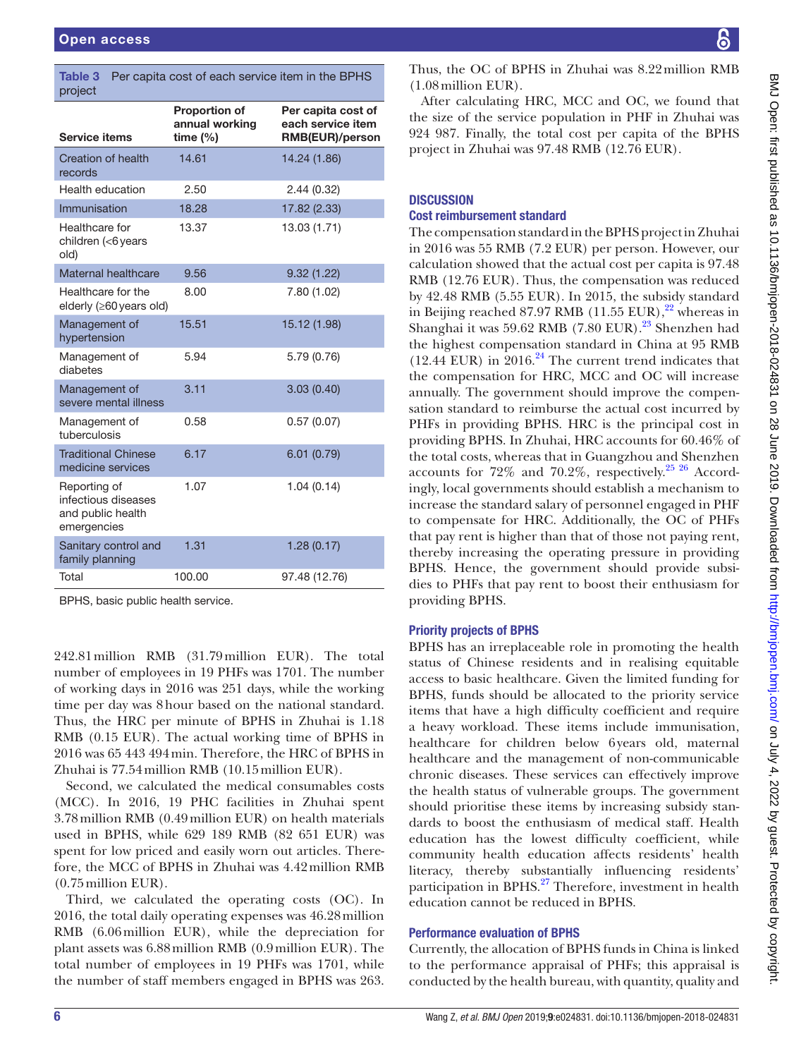Table 3 Per capita cost of each service item in the BPHS project

| Service items | Proportion of annual working time (%) | Per capita cost of each service item RMB(EUR)/person |
|---|---|---|
| Creation of health records | 14.61 | 14.24 (1.86) |
| Health education | 2.50 | 2.44 (0.32) |
| Immunisation | 18.28 | 17.82 (2.33) |
| Healthcare for children (<6 years old) | 13.37 | 13.03 (1.71) |
| Maternal healthcare | 9.56 | 9.32 (1.22) |
| Healthcare for the elderly (≥60 years old) | 8.00 | 7.80 (1.02) |
| Management of hypertension | 15.51 | 15.12 (1.98) |
| Management of diabetes | 5.94 | 5.79 (0.76) |
| Management of severe mental illness | 3.11 | 3.03 (0.40) |
| Management of tuberculosis | 0.58 | 0.57 (0.07) |
| Traditional Chinese medicine services | 6.17 | 6.01 (0.79) |
| Reporting of infectious diseases and public health emergencies | 1.07 | 1.04 (0.14) |
| Sanitary control and family planning | 1.31 | 1.28 (0.17) |
| Total | 100.00 | 97.48 (12.76) |

BPHS, basic public health service.

242.81 million RMB (31.79 million EUR). The total number of employees in 19 PHFs was 1701. The number of working days in 2016 was 251 days, while the working time per day was 8 hour based on the national standard. Thus, the HRC per minute of BPHS in Zhuhai is 1.18 RMB (0.15 EUR). The actual working time of BPHS in 2016 was 65 443 494 min. Therefore, the HRC of BPHS in Zhuhai is 77.54 million RMB (10.15 million EUR).

Second, we calculated the medical consumables costs (MCC). In 2016, 19 PHC facilities in Zhuhai spent 3.78 million RMB (0.49 million EUR) on health materials used in BPHS, while 629 189 RMB (82 651 EUR) was spent for low priced and easily worn out articles. Therefore, the MCC of BPHS in Zhuhai was 4.42 million RMB (0.75 million EUR).

Third, we calculated the operating costs (OC). In 2016, the total daily operating expenses was 46.28 million RMB (6.06 million EUR), while the depreciation for plant assets was 6.88 million RMB (0.9 million EUR). The total number of employees in 19 PHFs was 1701, while the number of staff members engaged in BPHS was 263. Thus, the OC of BPHS in Zhuhai was 8.22 million RMB (1.08 million EUR).

After calculating HRC, MCC and OC, we found that the size of the service population in PHF in Zhuhai was 924 987. Finally, the total cost per capita of the BPHS project in Zhuhai was 97.48 RMB (12.76 EUR).

## DISCUSSION

### Cost reimbursement standard

The compensation standard in the BPHS project in Zhuhai in 2016 was 55 RMB (7.2 EUR) per person. However, our calculation showed that the actual cost per capita is 97.48 RMB (12.76 EUR). Thus, the compensation was reduced by 42.48 RMB (5.55 EUR). In 2015, the subsidy standard in Beijing reached 87.97 RMB (11.55 EUR),[22] whereas in Shanghai it was 59.62 RMB (7.80 EUR).[23] Shenzhen had the highest compensation standard in China at 95 RMB (12.44 EUR) in 2016.[24] The current trend indicates that the compensation for HRC, MCC and OC will increase annually. The government should improve the compensation standard to reimburse the actual cost incurred by PHFs in providing BPHS. HRC is the principal cost in providing BPHS. In Zhuhai, HRC accounts for 60.46% of the total costs, whereas that in Guangzhou and Shenzhen accounts for 72% and 70.2%, respectively.[25 26] Accordingly, local governments should establish a mechanism to increase the standard salary of personnel engaged in PHF to compensate for HRC. Additionally, the OC of PHFs that pay rent is higher than that of those not paying rent, thereby increasing the operating pressure in providing BPHS. Hence, the government should provide subsidies to PHFs that pay rent to boost their enthusiasm for providing BPHS.

### Priority projects of BPHS

BPHS has an irreplaceable role in promoting the health status of Chinese residents and in realising equitable access to basic healthcare. Given the limited funding for BPHS, funds should be allocated to the priority service items that have a high difficulty coefficient and require a heavy workload. These items include immunisation, healthcare for children below 6 years old, maternal healthcare and the management of non-communicable chronic diseases. These services can effectively improve the health status of vulnerable groups. The government should prioritise these items by increasing subsidy standards to boost the enthusiasm of medical staff. Health education has the lowest difficulty coefficient, while community health education affects residents' health literacy, thereby substantially influencing residents' participation in BPHS.[27] Therefore, investment in health education cannot be reduced in BPHS.

### Performance evaluation of BPHS

Currently, the allocation of BPHS funds in China is linked to the performance appraisal of PHFs; this appraisal is conducted by the health bureau, with quantity, quality and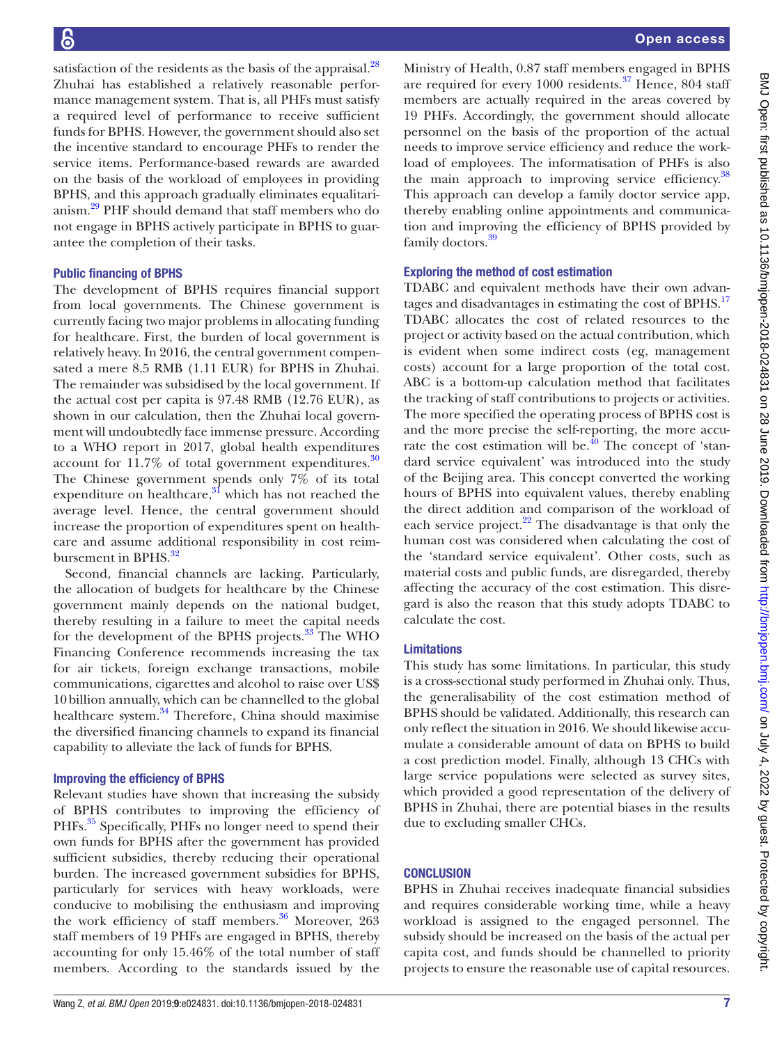satisfaction of the residents as the basis of the appraisal.[28] Zhuhai has established a relatively reasonable performance management system. That is, all PHFs must satisfy a required level of performance to receive sufficient funds for BPHS. However, the government should also set the incentive standard to encourage PHFs to render the service items. Performance-based rewards are awarded on the basis of the workload of employees in providing BPHS, and this approach gradually eliminates equalitarianism.[29] PHF should demand that staff members who do not engage in BPHS actively participate in BPHS to guarantee the completion of their tasks.

### Public financing of BPHS

The development of BPHS requires financial support from local governments. The Chinese government is currently facing two major problems in allocating funding for healthcare. First, the burden of local government is relatively heavy. In 2016, the central government compensated a mere 8.5 RMB (1.11 EUR) for BPHS in Zhuhai. The remainder was subsidised by the local government. If the actual cost per capita is 97.48 RMB (12.76 EUR), as shown in our calculation, then the Zhuhai local government will undoubtedly face immense pressure. According to a WHO report in 2017, global health expenditures account for 11.7% of total government expenditures.[30] The Chinese government spends only 7% of its total expenditure on healthcare,[31] which has not reached the average level. Hence, the central government should increase the proportion of expenditures spent on healthcare and assume additional responsibility in cost reimbursement in BPHS.[32]

Second, financial channels are lacking. Particularly, the allocation of budgets for healthcare by the Chinese government mainly depends on the national budget, thereby resulting in a failure to meet the capital needs for the development of the BPHS projects.[33] The WHO Financing Conference recommends increasing the tax for air tickets, foreign exchange transactions, mobile communications, cigarettes and alcohol to raise over US$ 10 billion annually, which can be channelled to the global healthcare system.[34] Therefore, China should maximise the diversified financing channels to expand its financial capability to alleviate the lack of funds for BPHS.

### Improving the efficiency of BPHS

Relevant studies have shown that increasing the subsidy of BPHS contributes to improving the efficiency of PHFs.[35] Specifically, PHFs no longer need to spend their own funds for BPHS after the government has provided sufficient subsidies, thereby reducing their operational burden. The increased government subsidies for BPHS, particularly for services with heavy workloads, were conducive to mobilising the enthusiasm and improving the work efficiency of staff members.[36] Moreover, 263 staff members of 19 PHFs are engaged in BPHS, thereby accounting for only 15.46% of the total number of staff members. According to the standards issued by the Ministry of Health, 0.87 staff members engaged in BPHS are required for every 1000 residents.[37] Hence, 804 staff members are actually required in the areas covered by 19 PHFs. Accordingly, the government should allocate personnel on the basis of the proportion of the actual needs to improve service efficiency and reduce the workload of employees. The informatisation of PHFs is also the main approach to improving service efficiency.[38] This approach can develop a family doctor service app, thereby enabling online appointments and communication and improving the efficiency of BPHS provided by family doctors.[39]

### Exploring the method of cost estimation

TDABC and equivalent methods have their own advantages and disadvantages in estimating the cost of BPHS.[17] TDABC allocates the cost of related resources to the project or activity based on the actual contribution, which is evident when some indirect costs (eg, management costs) account for a large proportion of the total cost. ABC is a bottom-up calculation method that facilitates the tracking of staff contributions to projects or activities. The more specified the operating process of BPHS cost is and the more precise the self-reporting, the more accurate the cost estimation will be.[40] The concept of 'standard service equivalent' was introduced into the study of the Beijing area. This concept converted the working hours of BPHS into equivalent values, thereby enabling the direct addition and comparison of the workload of each service project.[22] The disadvantage is that only the human cost was considered when calculating the cost of the 'standard service equivalent'. Other costs, such as material costs and public funds, are disregarded, thereby affecting the accuracy of the cost estimation. This disregard is also the reason that this study adopts TDABC to calculate the cost.

### Limitations

This study has some limitations. In particular, this study is a cross-sectional study performed in Zhuhai only. Thus, the generalisability of the cost estimation method of BPHS should be validated. Additionally, this research can only reflect the situation in 2016. We should likewise accumulate a considerable amount of data on BPHS to build a cost prediction model. Finally, although 13 CHCs with large service populations were selected as survey sites, which provided a good representation of the delivery of BPHS in Zhuhai, there are potential biases in the results due to excluding smaller CHCs.

## CONCLUSION

BPHS in Zhuhai receives inadequate financial subsidies and requires considerable working time, while a heavy workload is assigned to the engaged personnel. The subsidy should be increased on the basis of the actual per capita cost, and funds should be channelled to priority projects to ensure the reasonable use of capital resources.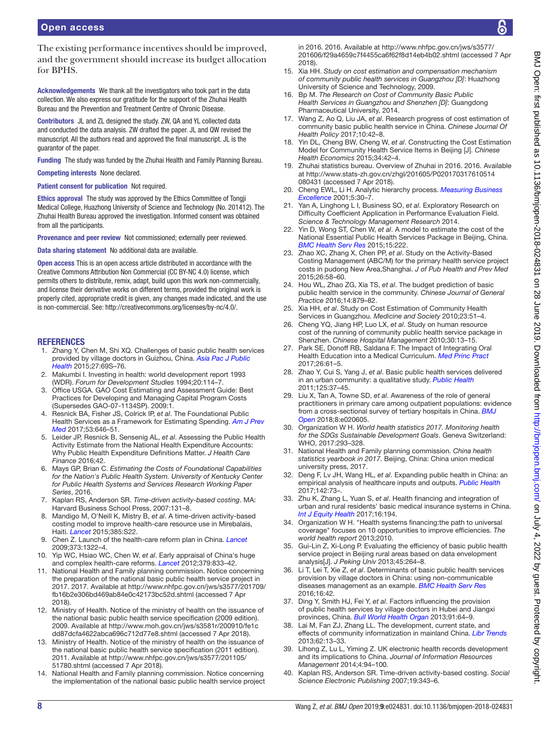The existing performance incentives should be improved, and the government should increase its budget allocation for BPHS.

**Acknowledgements** We thank all the investigators who took part in the data collection. We also express our gratitude for the support of the Zhuhai Health Bureau and the Prevention and Treatment Centre of Chronic Disease.

**Contributors** JL and ZL designed the study. ZW, QA and YL collected data and conducted the data analysis. ZW drafted the paper. JL and QW revised the manuscript. All the authors read and approved the final manuscript. JL is the guarantor of the paper.

**Funding** The study was funded by the Zhuhai Health and Family Planning Bureau.

**Competing interests** None declared.

**Patient consent for publication** Not required.

**Ethics approval** The study was approved by the Ethics Committee of Tongji Medical College, Huazhong University of Science and Technology (No. 201412). The Zhuhai Health Bureau approved the investigation. Informed consent was obtained from all the participants.

**Provenance and peer review** Not commissioned; externally peer reviewed.

**Data sharing statement** No additional data are available.

**Open access** This is an open access article distributed in accordance with the Creative Commons Attribution Non Commercial (CC BY-NC 4.0) license, which permits others to distribute, remix, adapt, build upon this work non-commercially, and license their derivative works on different terms, provided the original work is properly cited, appropriate credit is given, any changes made indicated, and the use is non-commercial. See: http://creativecommons.org/licenses/by-nc/4.0/.

## REFERENCES

1. Zhang Y, Chen M, Shi XQ. Challenges of basic public health services provided by village doctors in Guizhou, China. *Asia Pac J Public Health* 2015;27:69S–76.
2. Makumbi I. Investing in health: world development report 1993 (WDR). *Forum for Development Studies* 1994;20:114–7.
3. Office USGA. GAO Cost Estimating and Assessment Guide: Best Practices for Developing and Managing Capital Program Costs (Supersedes GAO-07-1134SP). 2009:1.
4. Resnick BA, Fisher JS, Colrick IP, *et al*. The Foundational Public Health Services as a Framework for Estimating Spending. *Am J Prev Med* 2017;53:646–51.
5. Leider JP, Resnick B, Sensenig AL, *et al*. Assessing the Public Health Activity Estimate from the National Health Expenditure Accounts: Why Public Health Expenditure Definitions Matter. *J Health Care Finance* 2016;42.
6. Mays GP, Brian C. *Estimating the Costs of Foundational Capabilities for the Nation's Public Health System. University of Kentucky Center for Public Health Systems and Services Research Working Paper Series*, 2016.
7. Kaplan RS, Anderson SR. *Time-driven activity-based costing*. MA: Harvard Business School Press, 2007:131–8.
8. Mandigo M, O'Neill K, Mistry B, *et al*. A time-driven activity-based costing model to improve health-care resource use in Mirebalais, Haiti. *Lancet* 2015;385:S22.
9. Chen Z. Launch of the health-care reform plan in China. *Lancet* 2009;373:1322–4.
10. Yip WC, Hsiao WC, Chen W, *et al*. Early appraisal of China's huge and complex health-care reforms. *Lancet* 2012;379:833–42.
11. National Health and Family planning commission. Notice concerning the preparation of the national basic public health service project in 2017. 2017. Available at http://www.nhfpc.gov.cn/jws/s3577/201709/fb16b2e306bd469ab84e0c42173bc52d.shtml (accessed 7 Apr 2018).
12. Ministry of Health. Notice of the ministry of health on the issuance of the national basic public health service specification (2009 edition). 2009. Available at http://www.moh.gov.cn/jws/s3581r/200910/fe1cdd87dcfa4622abca696c712d77e8.shtml (accessed 7 Apr 2018).
13. Ministry of Health. Notice of the ministry of health on the issuance of the national basic public health service specification (2011 edition). 2011. Available at http://www.nhfpc.gov.cn/jws/s3577/201105/51780.shtml (accessed 7 Apr 2018).
14. National Health and Family planning commission. Notice concerning the implementation of the national basic public health service project in 2016. 2016. Available at http://www.nhfpc.gov.cn/jws/s3577/201606/f29a4659c7f4455ca6f62f8d14eb4b02.shtml (accessed 7 Apr 2018).
15. Xia HH. *Study on cost estimation and compensation mechanism of community public health services in Guangzhou [D]*: Huazhong University of Science and Technology, 2009.
16. Bp M. *The Research on Cost of Community Basic Public Health Services in Guangzhou and Shenzhen [D]*: Guangdong Pharmaceutical University, 2014.
17. Wang Z, Ao Q, Liu JA, *et al*. Research progress of cost estimation of community basic public health service in China. *Chinese Journal Of Health Policy* 2017;10:42–8.
18. Yin DL, Cheng BW, Cheng W, *et al*. Constructing the Cost Estimation Model for Community Health Service Items in Beijing [J]. *Chinese Health Economics* 2015;34:42–4.
19. Zhuhai statistics bureau. Overview of Zhuhai in 2016. 2016. Available at http://www.stats-zh.gov.cn/zhgl/201605/P020170317610514080431 (accessed 7 Apr 2018).
20. Cheng EWL, Li H. Analytic hierarchy process. *Measuring Business Excellence* 2001;5:30–7.
21. Yan A, Linghong L I, Business SO, *et al*. Exploratory Research on Difficulty Coefficient Application in Performance Evaluation Field. *Science & Technology Management Research* 2014.
22. Yin D, Wong ST, Chen W, *et al*. A model to estimate the cost of the National Essential Public Health Services Package in Beijing, China. *BMC Health Serv Res* 2015;15:222.
23. Zhao XC, Zhang X, Chen PP, *et al*. Study on the Activity-Based Costing Management (ABC/M) for the primary health service project costs in pudong New Area,Shanghai. *J of Pub Health and Prev Med* 2015;26:58–60.
24. Hou WL, Zhao ZG, Xia TS, *et al*. The budget prediction of basic public health service in the community. *Chinese Journal of General Practice* 2016;14:879–82.
25. Xia HH, *et al*. Study on Cost Estimation of Community Health Services in Guangzhou. *Medicine and Society* 2010;23:51–4.
26. Cheng YQ, Jiang HP, Luo LX, *et al*. Study on human resource cost of the running of community public health service package in Shenzhen. *Chinese Hospital Management* 2010;30:13–15.
27. Park SE, Donoff RB, Saldana F. The Impact of Integrating Oral Health Education into a Medical Curriculum. *Med Princ Pract* 2017;26:61–5.
28. Zhao Y, Cui S, Yang J, *et al*. Basic public health services delivered in an urban community: a qualitative study. *Public Health* 2011;125:37–45.
29. Liu X, Tan A, Towne SD, *et al*. Awareness of the role of general practitioners in primary care among outpatient populations: evidence from a cross-sectional survey of tertiary hospitals in China. *BMJ Open* 2018;8:e020605.
30. Organization W H. *World health statistics 2017. Monitoring health for the SDGs Sustainable Development Goals*. Geneva Switzerland: WHO, 2017:293–328.
31. National Health and Family planning commission. *China health statistics yearbook in 2017*. Beijing, China: China union medical university press, 2017.
32. Deng F, Lv JH, Wang HL, *et al*. Expanding public health in China: an empirical analysis of healthcare inputs and outputs. *Public Health* 2017;142:73–.
33. Zhu K, Zhang L, Yuan S, *et al*. Health financing and integration of urban and rural residents' basic medical insurance systems in China. *Int J Equity Health* 2017;16:194.
34. Organization W H. "Health systems financing:the path to universal coverage" focuses on 10 opportunities to improve efficiencies. *The world health report* 2013;2010.
35. Gui-Lin Z, Xi-Long P. Evaluating the efficiency of basic public health service project in Beijing rural areas based on data envelopment analysis[J]. *J Peking Univ* 2013;45:264–8.
36. Li T, Lei T, Xie Z, *et al*. Determinants of basic public health services provision by village doctors in China: using non-communicable diseases management as an example. *BMC Health Serv Res* 2016;16:42.
37. Ding Y, Smith HJ, Fei Y, *et al*. Factors influencing the provision of public health services by village doctors in Hubei and Jiangxi provinces, China. *Bull World Health Organ* 2013;91:64–9.
38. Lai M, Fan ZJ, Zhang LL. The development, current state, and effects of community informatization in mainland China. *Libr Trends* 2013;62:13–33.
39. Lihong Z, Lu L, Yiming Z. UK electronic health records development and its implications to China. *Journal of Information Resources Management* 2014;4:94–100.
40. Kaplan RS, Anderson SR. Time-driven activity-based costing. *Social Science Electronic Publishing* 2007;19:343–6.